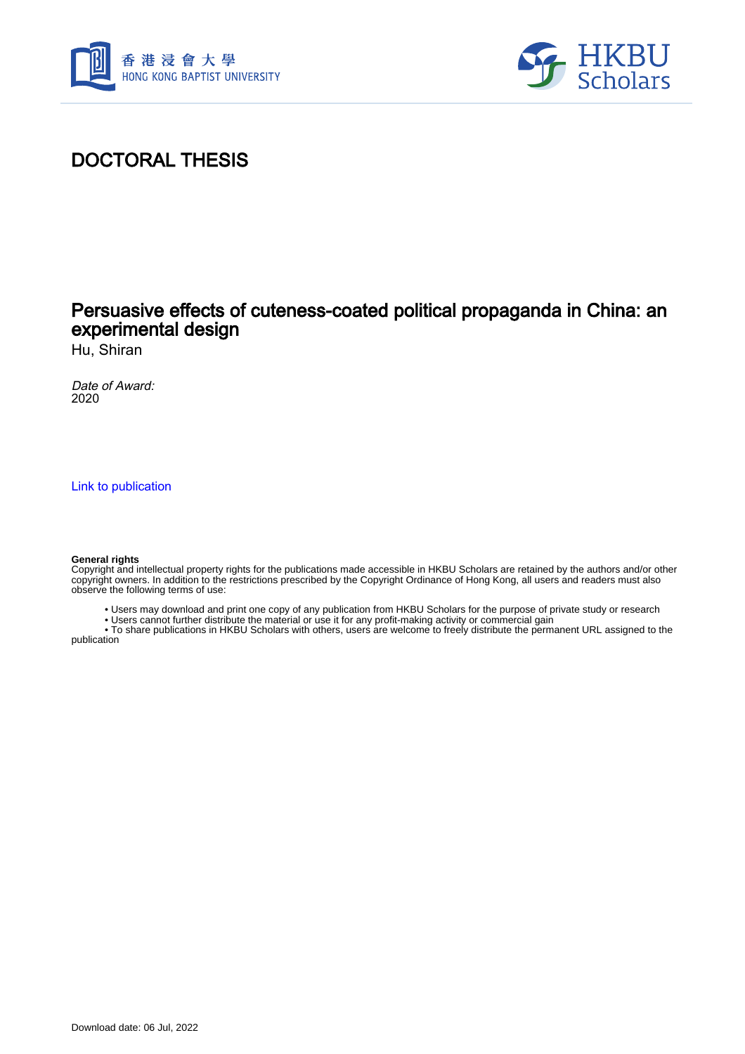# DOCTORAL THESIS

## Persuasive effects of cuteness-coated political propaganda in China: an experimental design

Hu, Shiran

*Date of Award:*
2020

Link to publication

**General rights**
Copyright and intellectual property rights for the publications made accessible in HKBU Scholars are retained by the authors and/or other copyright owners. In addition to the restrictions prescribed by the Copyright Ordinance of Hong Kong, all users and readers must also observe the following terms of use:

- Users may download and print one copy of any publication from HKBU Scholars for the purpose of private study or research
- Users cannot further distribute the material or use it for any profit-making activity or commercial gain
- To share publications in HKBU Scholars with others, users are welcome to freely distribute the permanent URL assigned to the publication

Download date: 06 Jul, 2022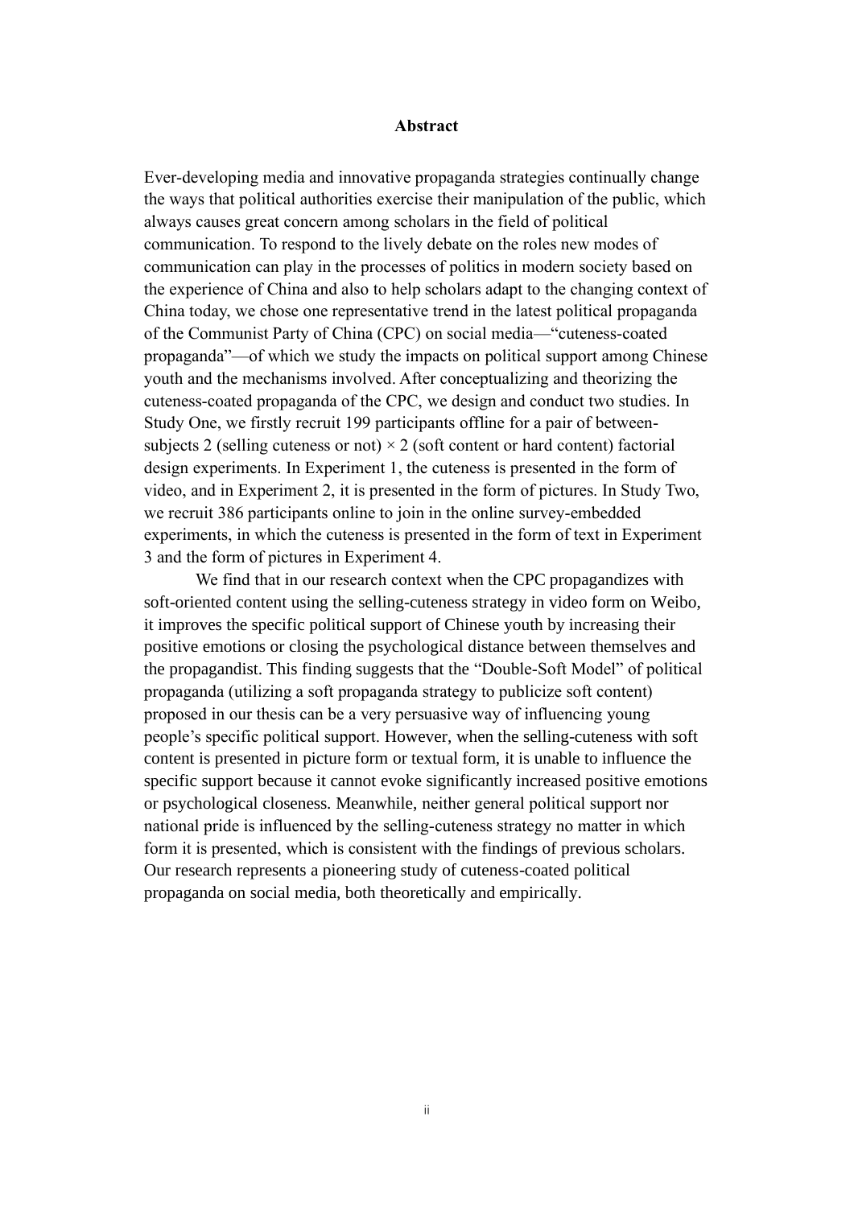# Abstract

Ever-developing media and innovative propaganda strategies continually change the ways that political authorities exercise their manipulation of the public, which always causes great concern among scholars in the field of political communication. To respond to the lively debate on the roles new modes of communication can play in the processes of politics in modern society based on the experience of China and also to help scholars adapt to the changing context of China today, we chose one representative trend in the latest political propaganda of the Communist Party of China (CPC) on social media—"cuteness-coated propaganda"—of which we study the impacts on political support among Chinese youth and the mechanisms involved. After conceptualizing and theorizing the cuteness-coated propaganda of the CPC, we design and conduct two studies. In Study One, we firstly recruit 199 participants offline for a pair of between-subjects 2 (selling cuteness or not) × 2 (soft content or hard content) factorial design experiments. In Experiment 1, the cuteness is presented in the form of video, and in Experiment 2, it is presented in the form of pictures. In Study Two, we recruit 386 participants online to join in the online survey-embedded experiments, in which the cuteness is presented in the form of text in Experiment 3 and the form of pictures in Experiment 4.

We find that in our research context when the CPC propagandizes with soft-oriented content using the selling-cuteness strategy in video form on Weibo, it improves the specific political support of Chinese youth by increasing their positive emotions or closing the psychological distance between themselves and the propagandist. This finding suggests that the "Double-Soft Model" of political propaganda (utilizing a soft propaganda strategy to publicize soft content) proposed in our thesis can be a very persuasive way of influencing young people's specific political support. However, when the selling-cuteness with soft content is presented in picture form or textual form, it is unable to influence the specific support because it cannot evoke significantly increased positive emotions or psychological closeness. Meanwhile, neither general political support nor national pride is influenced by the selling-cuteness strategy no matter in which form it is presented, which is consistent with the findings of previous scholars. Our research represents a pioneering study of cuteness-coated political propaganda on social media, both theoretically and empirically.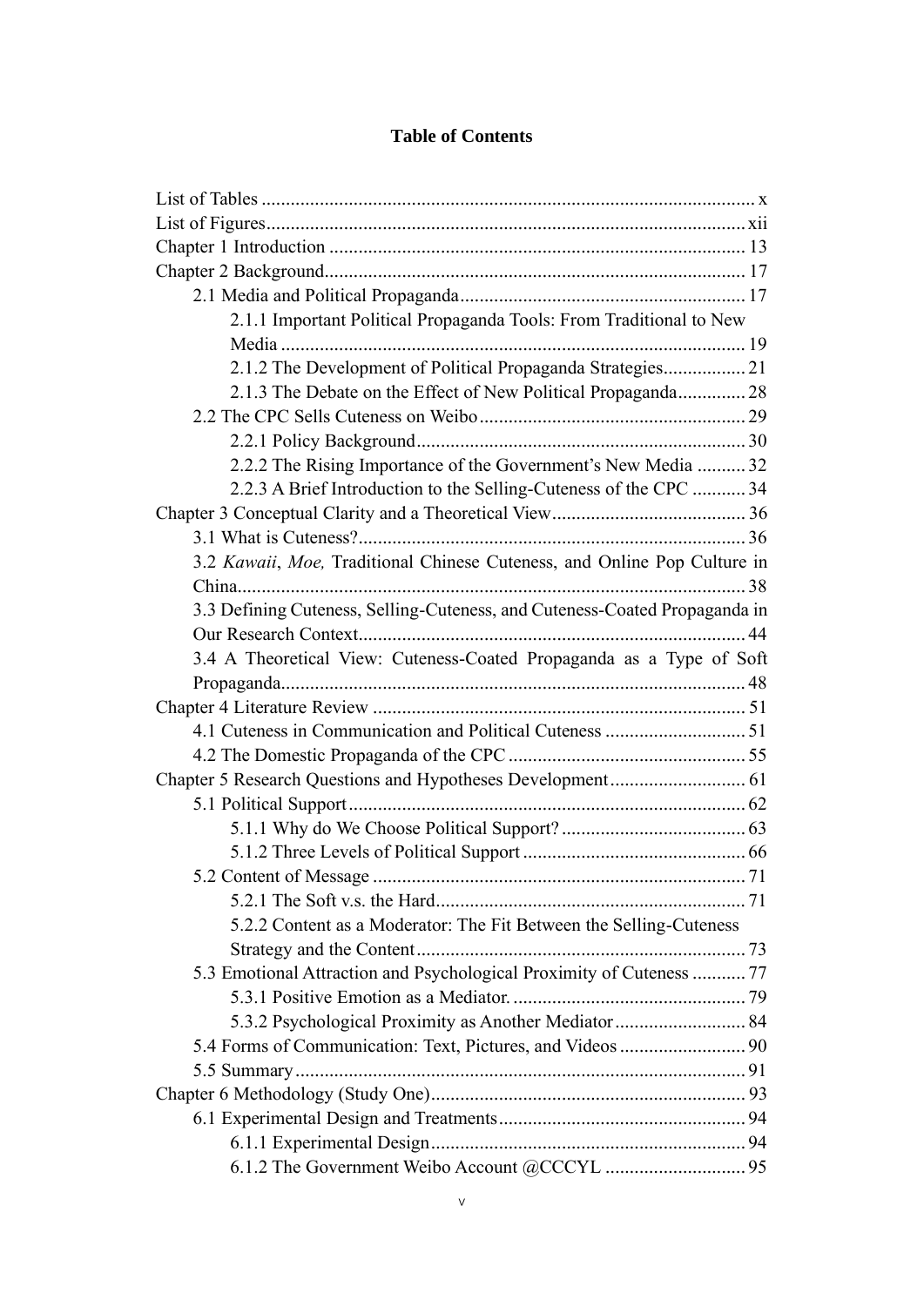**Table of Contents**

- List of Tables ........................................................................................................ x
- List of Figures...................................................................................................... xii
- Chapter 1 Introduction ....................................................................................... 13
- Chapter 2 Background......................................................................................... 17
  - 2.1 Media and Political Propaganda.............................................................. 17
    - 2.1.1 Important Political Propaganda Tools: From Traditional to New Media .................................................................................................. 19
    - 2.1.2 The Development of Political Propaganda Strategies................. 21
    - 2.1.3 The Debate on the Effect of New Political Propaganda.............. 28
  - 2.2 The CPC Sells Cuteness on Weibo........................................................ 29
    - 2.2.1 Policy Background.................................................................... 30
    - 2.2.2 The Rising Importance of the Government's New Media .......... 32
    - 2.2.3 A Brief Introduction to the Selling-Cuteness of the CPC ........... 34
- Chapter 3 Conceptual Clarity and a Theoretical View......................................... 36
  - 3.1 What is Cuteness?................................................................................. 36
  - 3.2 *Kawaii*, *Moe,* Traditional Chinese Cuteness, and Online Pop Culture in China.......................................................................................................... 38
  - 3.3 Defining Cuteness, Selling-Cuteness, and Cuteness-Coated Propaganda in Our Research Context................................................................................. 44
  - 3.4 A Theoretical View: Cuteness-Coated Propaganda as a Type of Soft Propaganda.................................................................................................. 48
- Chapter 4 Literature Review ............................................................................... 51
  - 4.1 Cuteness in Communication and Political Cuteness ............................... 51
  - 4.2 The Domestic Propaganda of the CPC .................................................. 55
- Chapter 5 Research Questions and Hypotheses Development............................. 61
  - 5.1 Political Support.................................................................................... 62
    - 5.1.1 Why do We Choose Political Support?....................................... 63
    - 5.1.2 Three Levels of Political Support .............................................. 66
  - 5.2 Content of Message ............................................................................... 71
    - 5.2.1 The Soft v.s. the Hard................................................................ 71
    - 5.2.2 Content as a Moderator: The Fit Between the Selling-Cuteness Strategy and the Content.................................................................... 73
  - 5.3 Emotional Attraction and Psychological Proximity of Cuteness ........... 77
    - 5.3.1 Positive Emotion as a Mediator. ................................................ 79
    - 5.3.2 Psychological Proximity as Another Mediator........................... 84
  - 5.4 Forms of Communication: Text, Pictures, and Videos .......................... 90
  - 5.5 Summary............................................................................................... 91
- Chapter 6 Methodology (Study One)................................................................... 93
  - 6.1 Experimental Design and Treatments.................................................... 94
    - 6.1.1 Experimental Design................................................................. 94
    - 6.1.2 The Government Weibo Account @CCCYL ............................. 95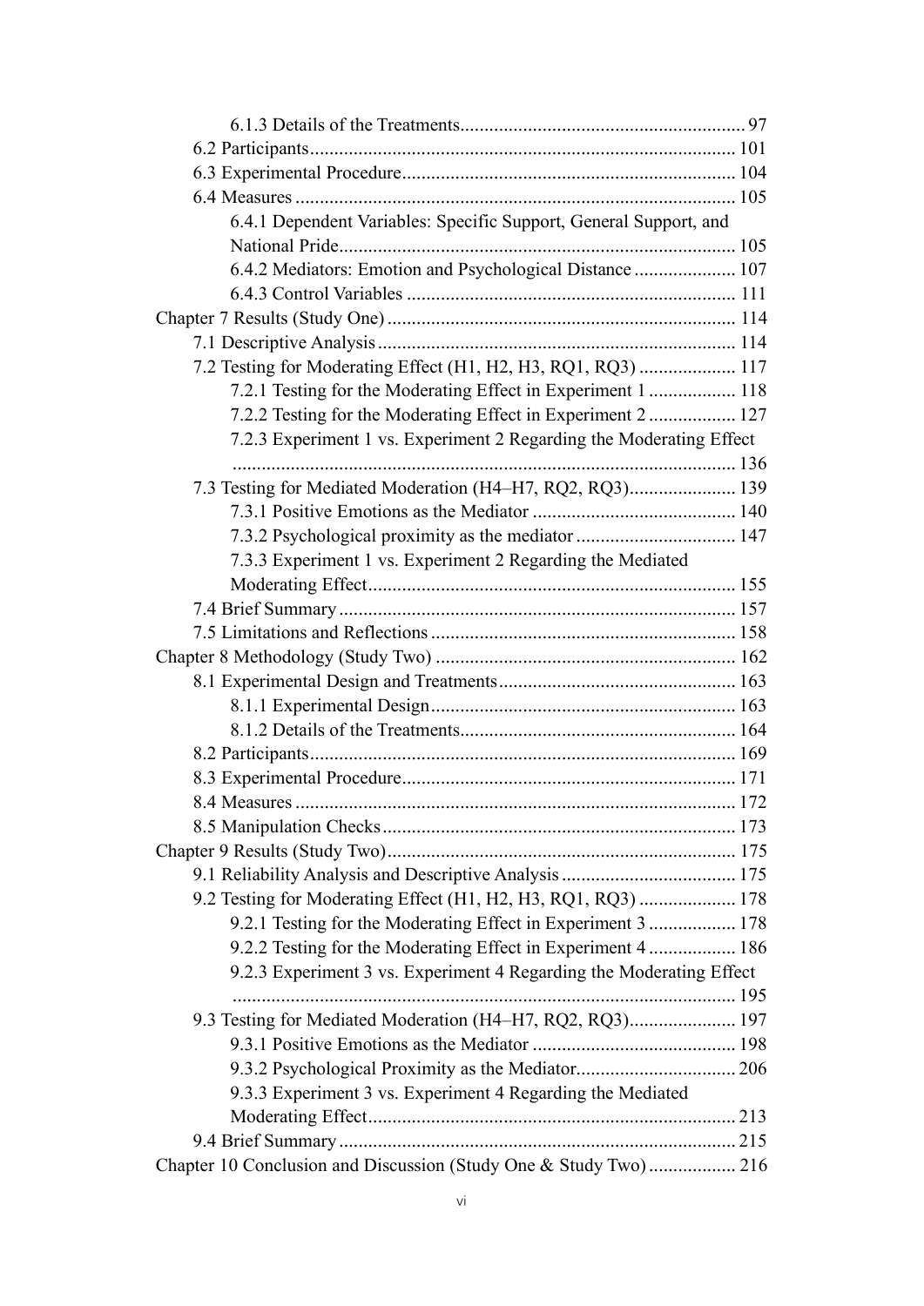6.1.3 Details of the Treatments .......................................................... 97

6.2 Participants ........................................................................................ 101

6.3 Experimental Procedure ..................................................................... 104

6.4 Measures ........................................................................................... 105

6.4.1 Dependent Variables: Specific Support, General Support, and National Pride ................................................................................... 105

6.4.2 Mediators: Emotion and Psychological Distance ..................... 107

6.4.3 Control Variables ..................................................................... 111

Chapter 7 Results (Study One) ........................................................................ 114

7.1 Descriptive Analysis .......................................................................... 114

7.2 Testing for Moderating Effect (H1, H2, H3, RQ1, RQ3) .................... 117

7.2.1 Testing for the Moderating Effect in Experiment 1 .................. 118

7.2.2 Testing for the Moderating Effect in Experiment 2 .................. 127

7.2.3 Experiment 1 vs. Experiment 2 Regarding the Moderating Effect ......................................................................................................... 136

7.3 Testing for Mediated Moderation (H4–H7, RQ2, RQ3) ...................... 139

7.3.1 Positive Emotions as the Mediator ........................................... 140

7.3.2 Psychological proximity as the mediator ................................. 147

7.3.3 Experiment 1 vs. Experiment 2 Regarding the Mediated Moderating Effect ............................................................................ 155

7.4 Brief Summary .................................................................................. 157

7.5 Limitations and Reflections ............................................................... 158

Chapter 8 Methodology (Study Two) .............................................................. 162

8.1 Experimental Design and Treatments ................................................. 163

8.1.1 Experimental Design ............................................................... 163

8.1.2 Details of the Treatments ......................................................... 164

8.2 Participants ........................................................................................ 169

8.3 Experimental Procedure ..................................................................... 171

8.4 Measures ........................................................................................... 172

8.5 Manipulation Checks ......................................................................... 173

Chapter 9 Results (Study Two) ........................................................................ 175

9.1 Reliability Analysis and Descriptive Analysis .................................... 175

9.2 Testing for Moderating Effect (H1, H2, H3, RQ1, RQ3) .................... 178

9.2.1 Testing for the Moderating Effect in Experiment 3 .................. 178

9.2.2 Testing for the Moderating Effect in Experiment 4 .................. 186

9.2.3 Experiment 3 vs. Experiment 4 Regarding the Moderating Effect ......................................................................................................... 195

9.3 Testing for Mediated Moderation (H4–H7, RQ2, RQ3) ...................... 197

9.3.1 Positive Emotions as the Mediator ........................................... 198

9.3.2 Psychological Proximity as the Mediator ................................. 206

9.3.3 Experiment 3 vs. Experiment 4 Regarding the Mediated Moderating Effect ............................................................................ 213

9.4 Brief Summary .................................................................................. 215

Chapter 10 Conclusion and Discussion (Study One & Study Two) .................. 216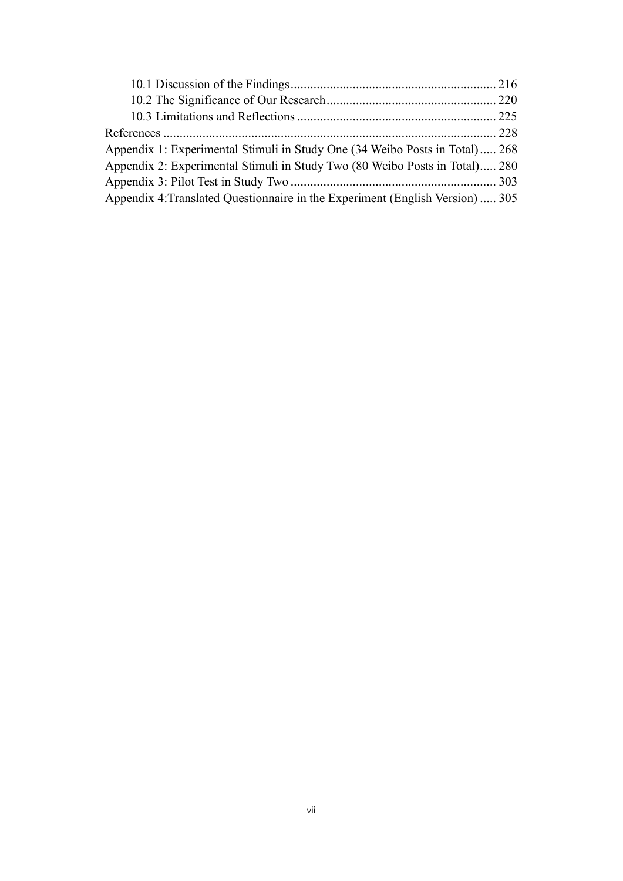10.1 Discussion of the Findings .............................................................. 216

10.2 The Significance of Our Research .................................................... 220

10.3 Limitations and Reflections ............................................................. 225

References ...................................................................................................... 228

Appendix 1: Experimental Stimuli in Study One (34 Weibo Posts in Total) ..... 268

Appendix 2: Experimental Stimuli in Study Two (80 Weibo Posts in Total) ..... 280

Appendix 3: Pilot Test in Study Two ............................................................... 303

Appendix 4:Translated Questionnaire in the Experiment (English Version) ..... 305